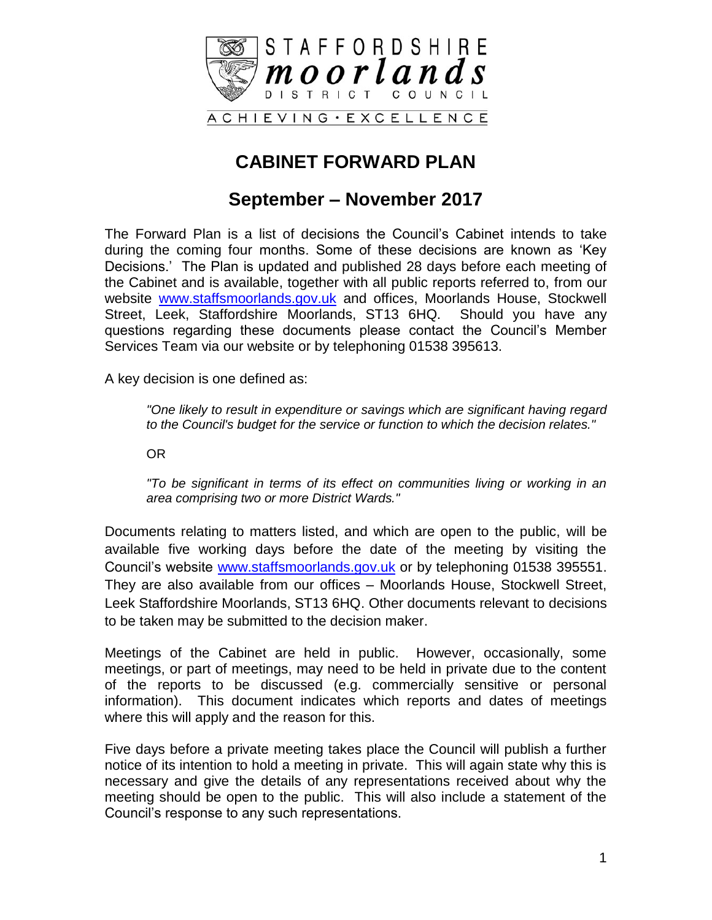STAFFORDSHIRE
*moorlands*
DISTRICT COUNCIL

ACHIEVING • EXCELLENCE

# CABINET FORWARD PLAN

## September – November 2017

The Forward Plan is a list of decisions the Council's Cabinet intends to take during the coming four months. Some of these decisions are known as 'Key Decisions.' The Plan is updated and published 28 days before each meeting of the Cabinet and is available, together with all public reports referred to, from our website www.staffsmoorlands.gov.uk and offices, Moorlands House, Stockwell Street, Leek, Staffordshire Moorlands, ST13 6HQ. Should you have any questions regarding these documents please contact the Council's Member Services Team via our website or by telephoning 01538 395613.

A key decision is one defined as:

> *"One likely to result in expenditure or savings which are significant having regard to the Council's budget for the service or function to which the decision relates."*
>
> OR
>
> *"To be significant in terms of its effect on communities living or working in an area comprising two or more District Wards."*

Documents relating to matters listed, and which are open to the public, will be available five working days before the date of the meeting by visiting the Council's website www.staffsmoorlands.gov.uk or by telephoning 01538 395551. They are also available from our offices – Moorlands House, Stockwell Street, Leek Staffordshire Moorlands, ST13 6HQ. Other documents relevant to decisions to be taken may be submitted to the decision maker.

Meetings of the Cabinet are held in public. However, occasionally, some meetings, or part of meetings, may need to be held in private due to the content of the reports to be discussed (e.g. commercially sensitive or personal information). This document indicates which reports and dates of meetings where this will apply and the reason for this.

Five days before a private meeting takes place the Council will publish a further notice of its intention to hold a meeting in private. This will again state why this is necessary and give the details of any representations received about why the meeting should be open to the public. This will also include a statement of the Council's response to any such representations.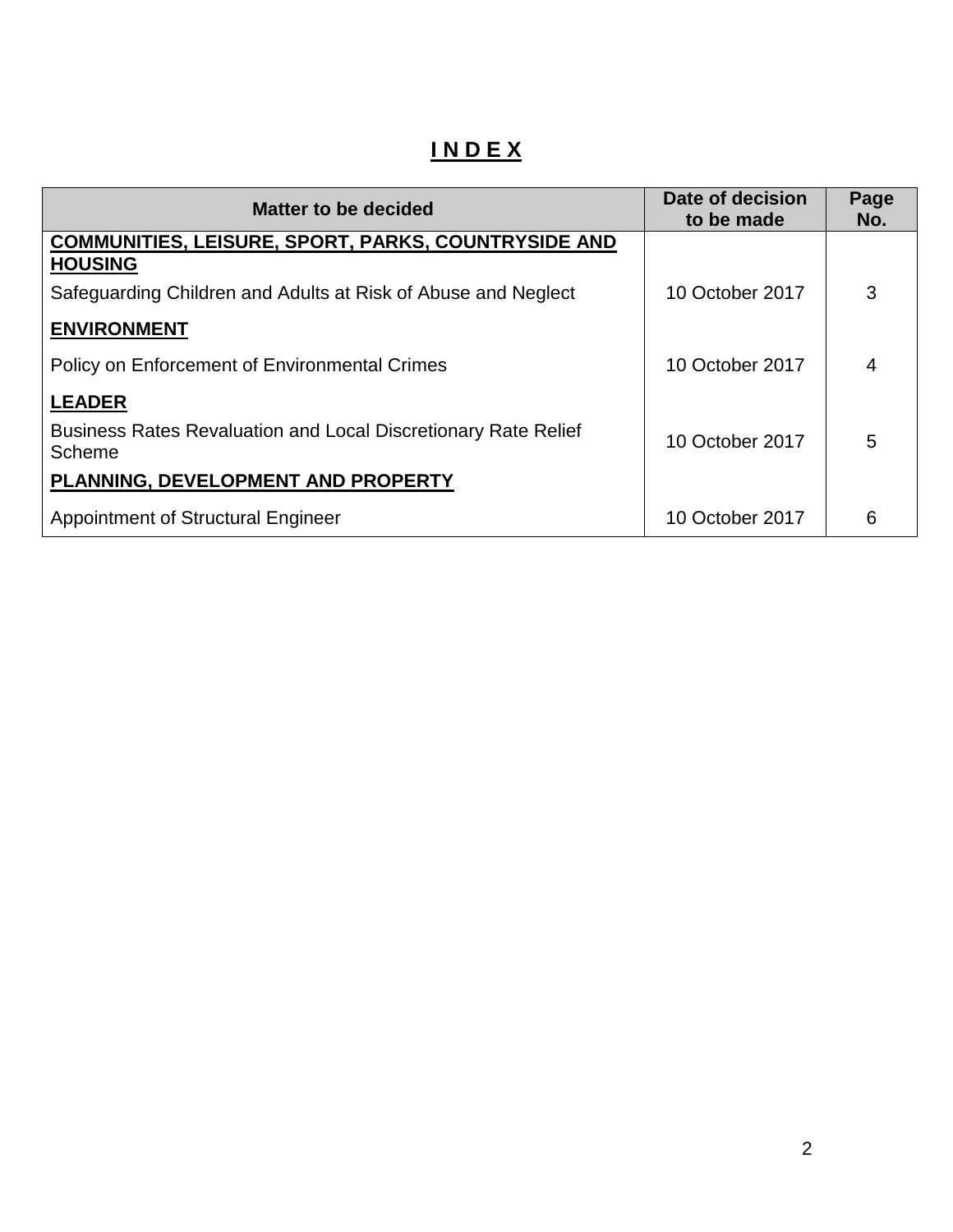# I N D E X

| Matter to be decided | Date of decision to be made | Page No. |
|---|---|---|
| **COMMUNITIES, LEISURE, SPORT, PARKS, COUNTRYSIDE AND HOUSING** | | |
| Safeguarding Children and Adults at Risk of Abuse and Neglect | 10 October 2017 | 3 |
| **ENVIRONMENT** | | |
| Policy on Enforcement of Environmental Crimes | 10 October 2017 | 4 |
| **LEADER** | | |
| Business Rates Revaluation and Local Discretionary Rate Relief Scheme | 10 October 2017 | 5 |
| **PLANNING, DEVELOPMENT AND PROPERTY** | | |
| Appointment of Structural Engineer | 10 October 2017 | 6 |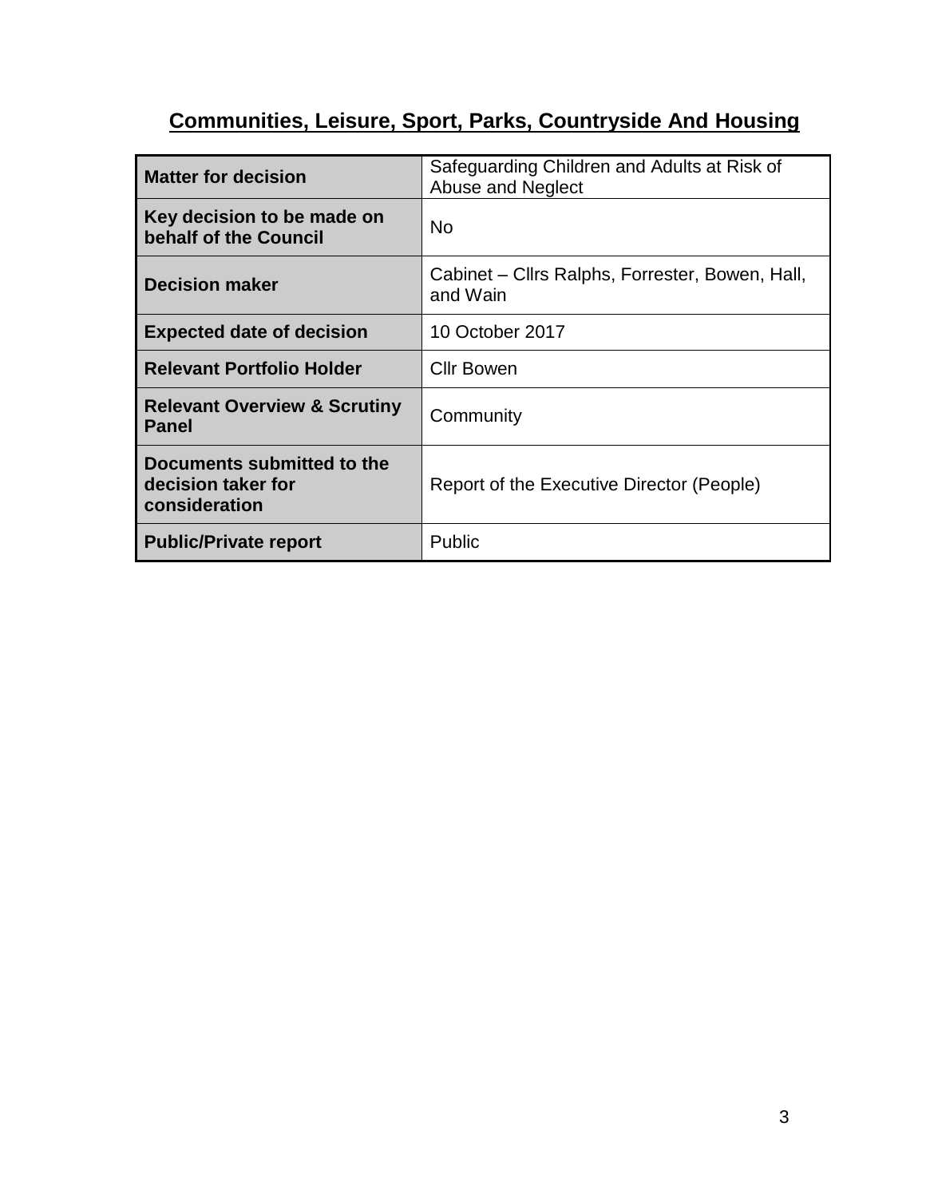## Communities, Leisure, Sport, Parks, Countryside And Housing

| **Matter for decision** | Safeguarding Children and Adults at Risk of Abuse and Neglect |
|---|---|
| **Key decision to be made on behalf of the Council** | No |
| **Decision maker** | Cabinet – Cllrs Ralphs, Forrester, Bowen, Hall, and Wain |
| **Expected date of decision** | 10 October 2017 |
| **Relevant Portfolio Holder** | Cllr Bowen |
| **Relevant Overview & Scrutiny Panel** | Community |
| **Documents submitted to the decision taker for consideration** | Report of the Executive Director (People) |
| **Public/Private report** | Public |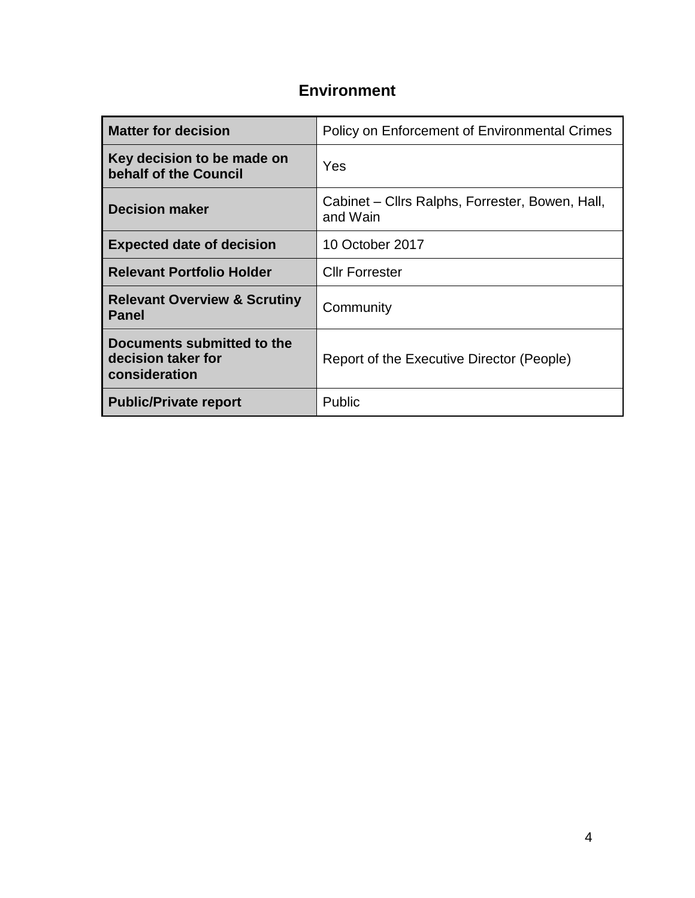# Environment

| Matter for decision | Policy on Enforcement of Environmental Crimes |
|---|---|
| **Key decision to be made on behalf of the Council** | Yes |
| **Decision maker** | Cabinet – Cllrs Ralphs, Forrester, Bowen, Hall, and Wain |
| **Expected date of decision** | 10 October 2017 |
| **Relevant Portfolio Holder** | Cllr Forrester |
| **Relevant Overview & Scrutiny Panel** | Community |
| **Documents submitted to the decision taker for consideration** | Report of the Executive Director (People) |
| **Public/Private report** | Public |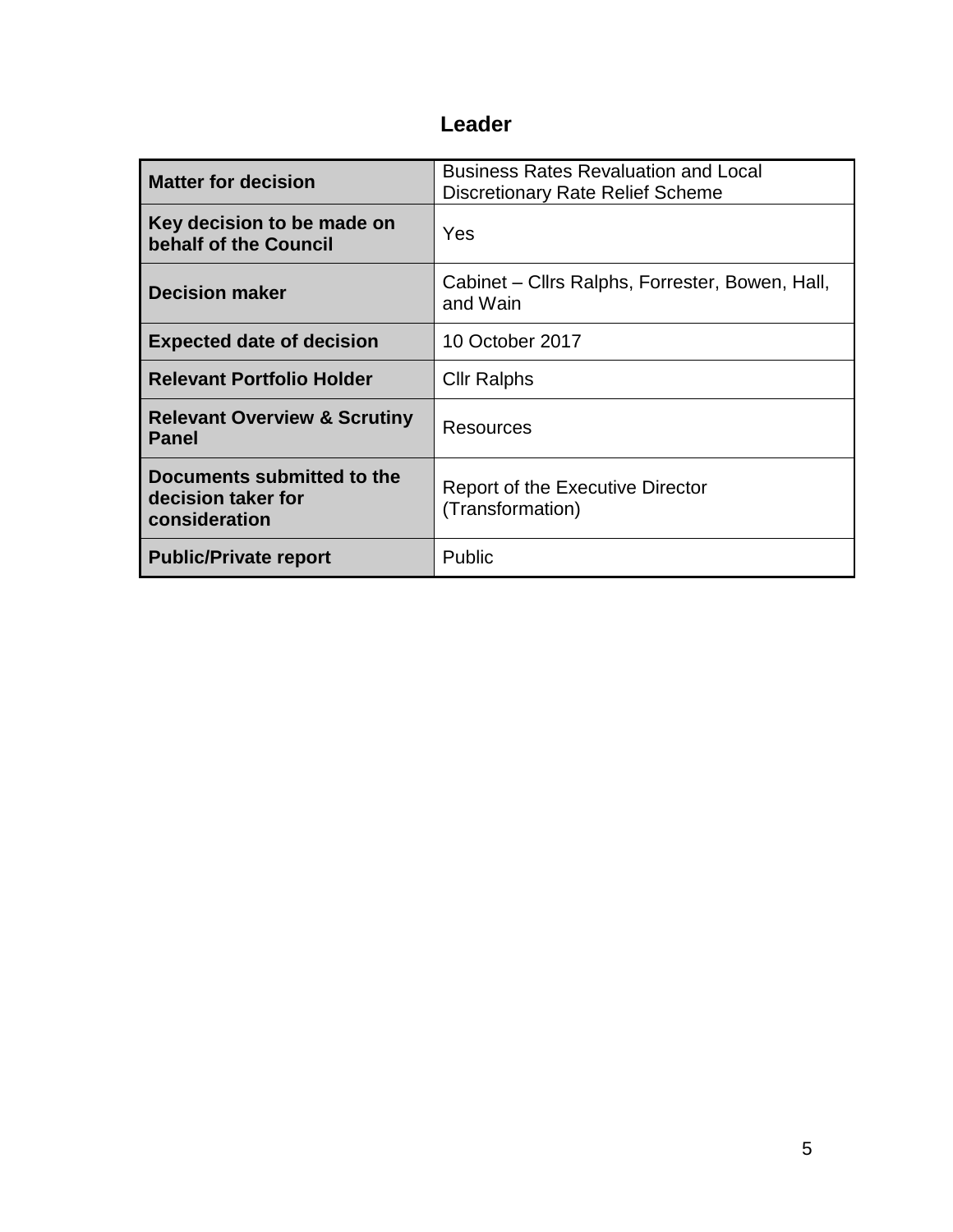# Leader

| **Matter for decision** | Business Rates Revaluation and Local Discretionary Rate Relief Scheme |
|---|---|
| **Key decision to be made on behalf of the Council** | Yes |
| **Decision maker** | Cabinet – Cllrs Ralphs, Forrester, Bowen, Hall, and Wain |
| **Expected date of decision** | 10 October 2017 |
| **Relevant Portfolio Holder** | Cllr Ralphs |
| **Relevant Overview & Scrutiny Panel** | Resources |
| **Documents submitted to the decision taker for consideration** | Report of the Executive Director (Transformation) |
| **Public/Private report** | Public |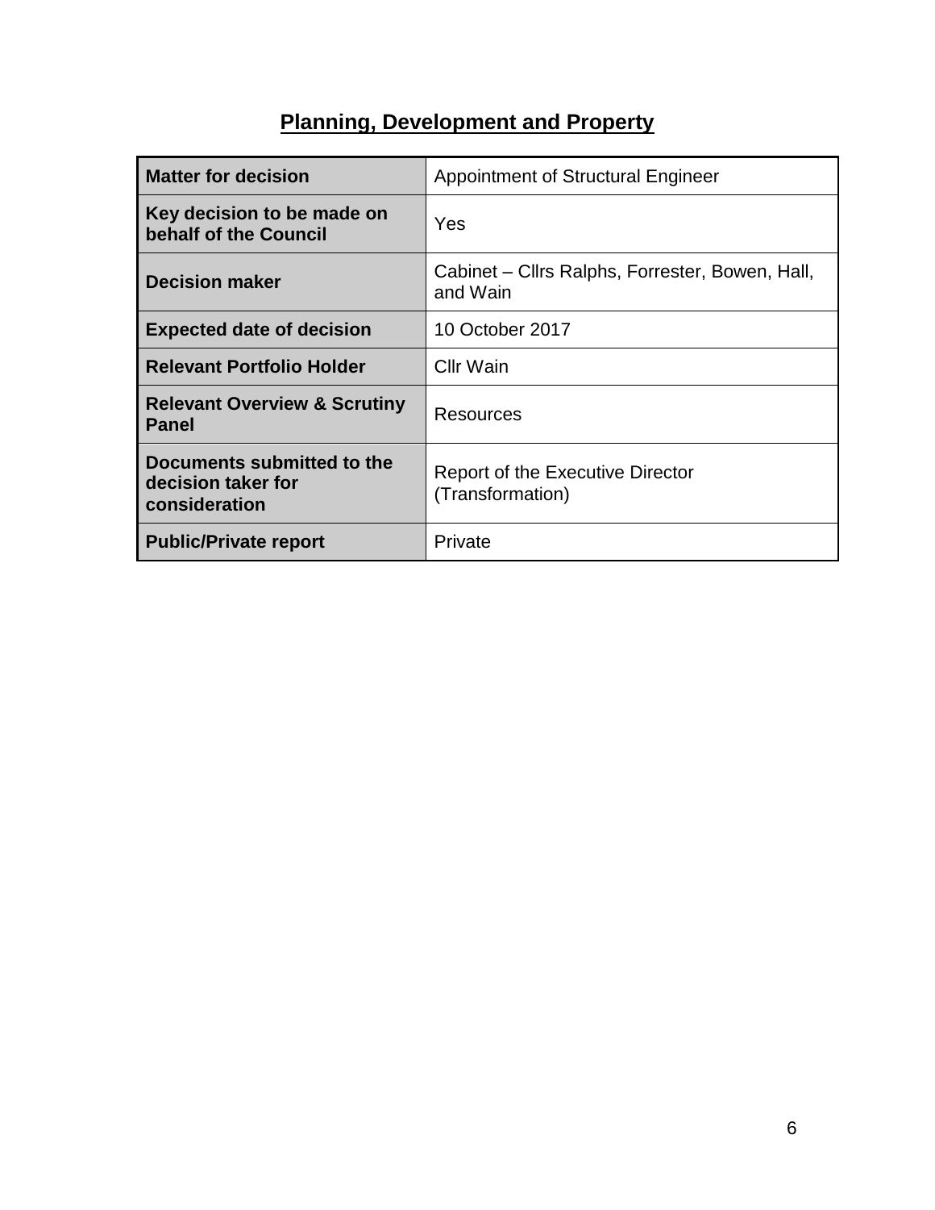## Planning, Development and Property

| | |
|---|---|
| **Matter for decision** | Appointment of Structural Engineer |
| **Key decision to be made on behalf of the Council** | Yes |
| **Decision maker** | Cabinet – Cllrs Ralphs, Forrester, Bowen, Hall, and Wain |
| **Expected date of decision** | 10 October 2017 |
| **Relevant Portfolio Holder** | Cllr Wain |
| **Relevant Overview & Scrutiny Panel** | Resources |
| **Documents submitted to the decision taker for consideration** | Report of the Executive Director (Transformation) |
| **Public/Private report** | Private |